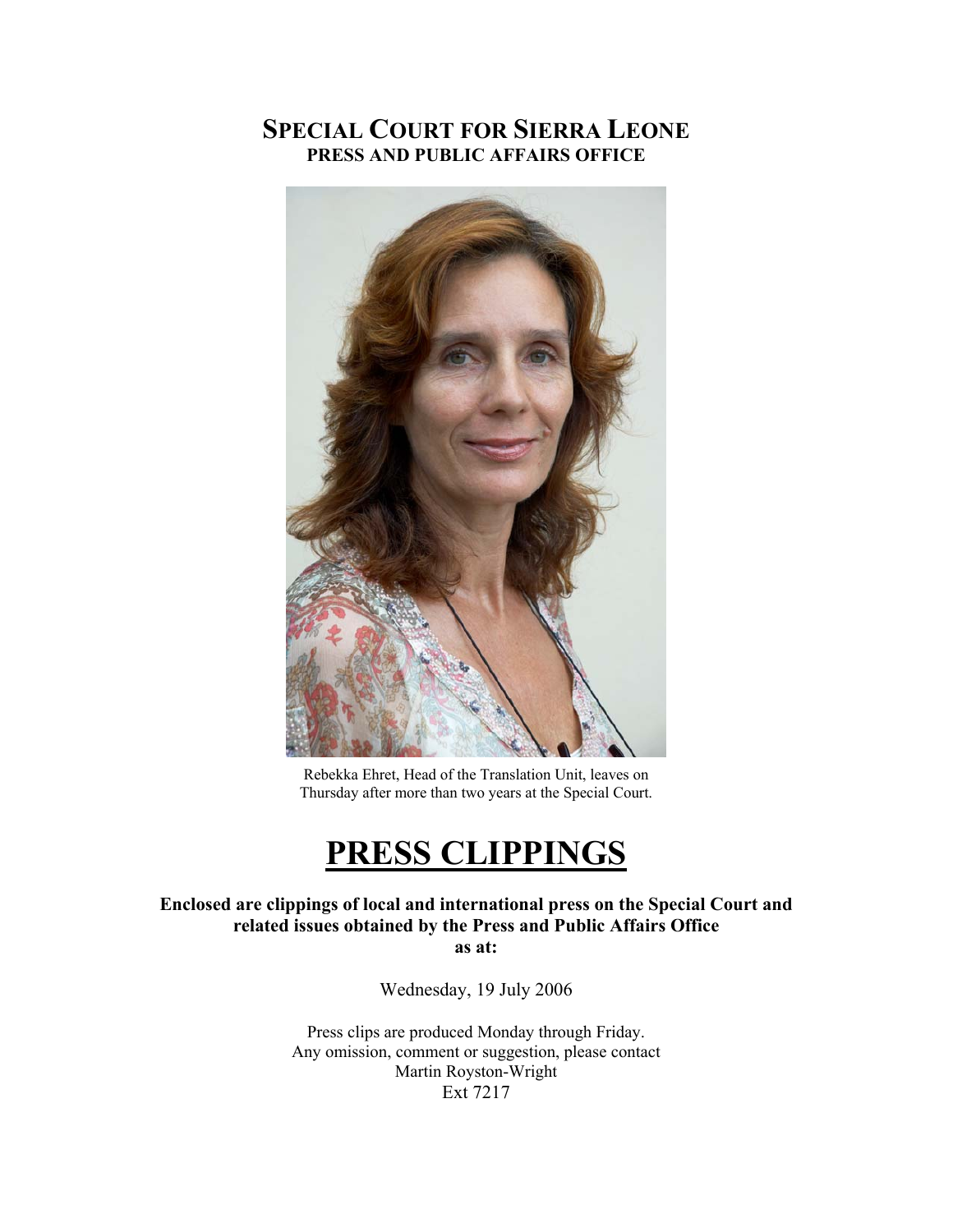# SPECIAL COURT FOR SIERRA LEONE
## PRESS AND PUBLIC AFFAIRS OFFICE

Rebekka Ehret, Head of the Translation Unit, leaves on Thursday after more than two years at the Special Court.

# PRESS CLIPPINGS

**Enclosed are clippings of local and international press on the Special Court and related issues obtained by the Press and Public Affairs Office as at:**

Wednesday, 19 July 2006

Press clips are produced Monday through Friday.
Any omission, comment or suggestion, please contact
Martin Royston-Wright
Ext 7217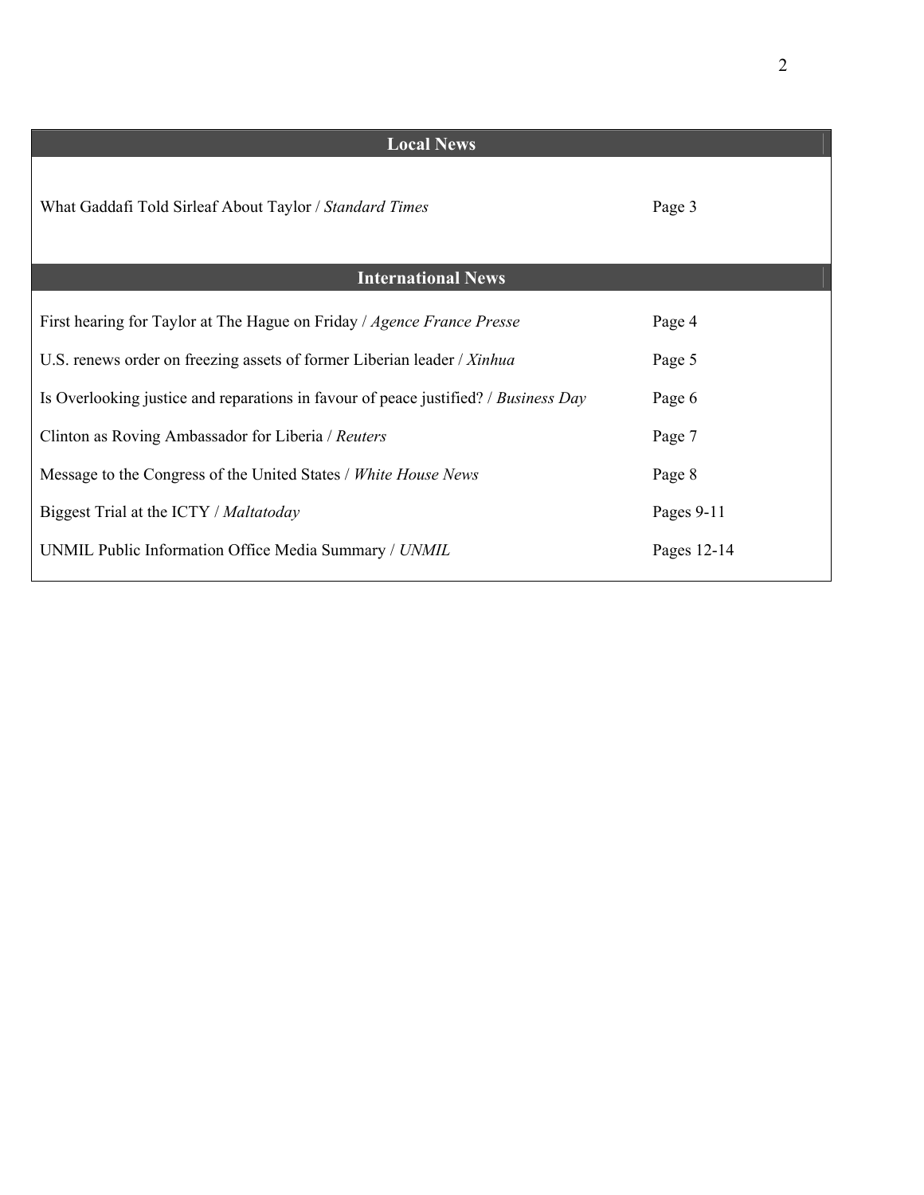## Local News

| | |
|---|---|
| What Gaddafi Told Sirleaf About Taylor / *Standard Times* | Page 3 |

## International News

| | |
|---|---|
| First hearing for Taylor at The Hague on Friday / *Agence France Presse* | Page 4 |
| U.S. renews order on freezing assets of former Liberian leader / *Xinhua* | Page 5 |
| Is Overlooking justice and reparations in favour of peace justified? / *Business Day* | Page 6 |
| Clinton as Roving Ambassador for Liberia / *Reuters* | Page 7 |
| Message to the Congress of the United States / *White House News* | Page 8 |
| Biggest Trial at the ICTY / *Maltatoday* | Pages 9-11 |
| UNMIL Public Information Office Media Summary / *UNMIL* | Pages 12-14 |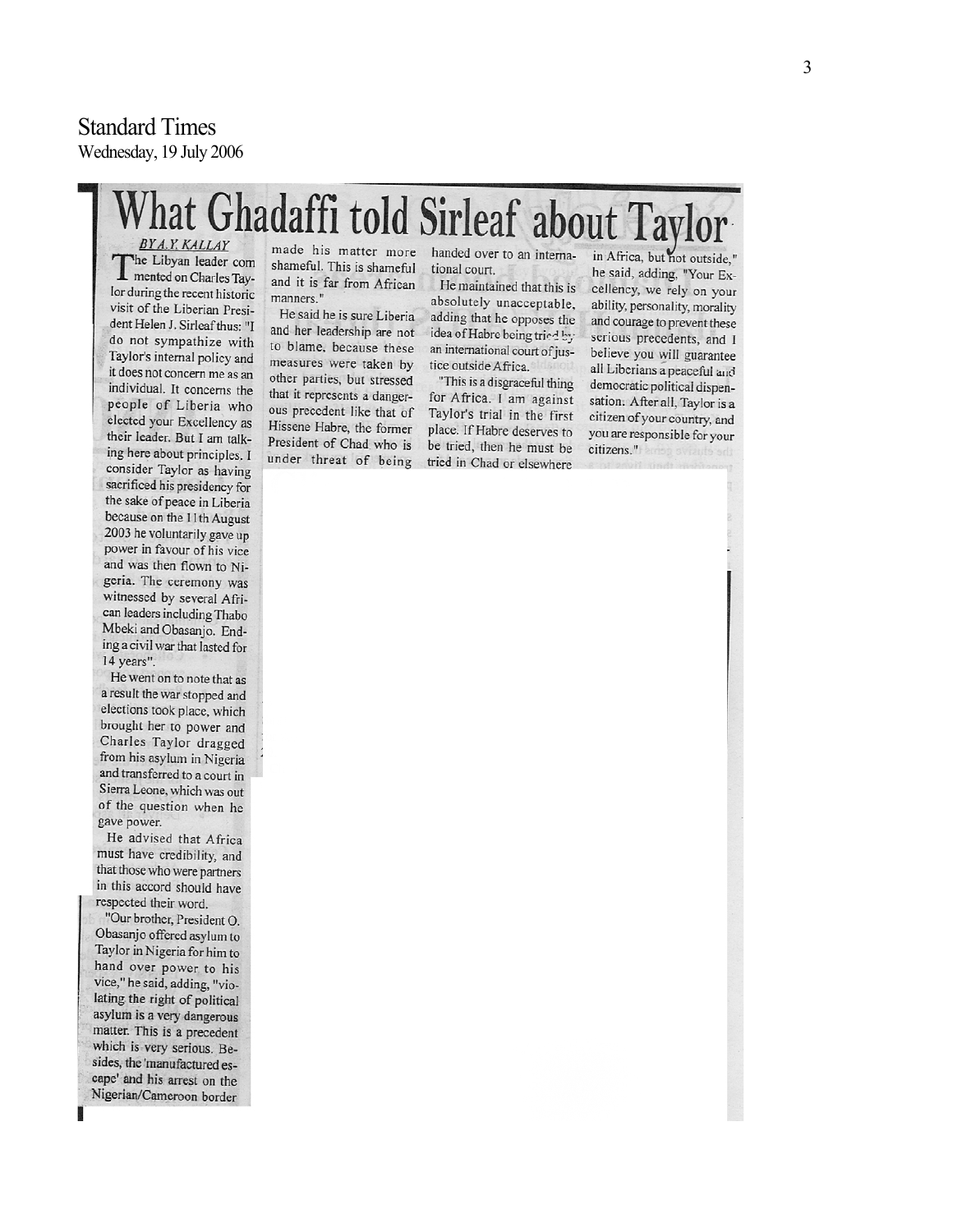Standard Times
Wednesday, 19 July 2006

# What Ghadaffi told Sirleaf about Taylor

*BY A.Y. KALLAY*

The Libyan leader commented on Charles Taylor during the recent historic visit of the Liberian President Helen J. Sirleaf thus: "I do not sympathize with Taylor's internal policy and it does not concern me as an individual. It concerns the people of Liberia who elected your Excellency as their leader. But I am talking here about principles. I consider Taylor as having sacrificed his presidency for the sake of peace in Liberia because on the 11th August 2003 he voluntarily gave up power in favour of his vice and was then flown to Nigeria. The ceremony was witnessed by several African leaders including Thabo Mbeki and Obasanjo. Ending a civil war that lasted for 14 years".

He went on to note that as a result the war stopped and elections took place, which brought her to power and Charles Taylor dragged from his asylum in Nigeria and transferred to a court in Sierra Leone, which was out of the question when he gave power.

He advised that Africa must have credibility, and that those who were partners in this accord should have respected their word.

"Our brother, President O. Obasanjo offered asylum to Taylor in Nigeria for him to hand over power to his vice," he said, adding, "violating the right of political asylum is a very dangerous matter. This is a precedent which is very serious. Besides, the 'manufactured escape' and his arrest on the Nigerian/Cameroon border made his matter more shameful. This is shameful and it is far from African manners."

He said he is sure Liberia and her leadership are not to blame, because these measures were taken by other parties, but stressed that it represents a dangerous precedent like that of Hissene Habre, the former President of Chad who is under threat of being handed over to an international court.

He maintained that this is absolutely unacceptable, adding that he opposes the idea of Habre being tried by an international court of justice outside Africa.

"This is a disgraceful thing for Africa. I am against Taylor's trial in the first place. If Habre deserves to be tried, then he must be tried in Chad or elsewhere in Africa, but not outside," he said, adding, "Your Excellency, we rely on your ability, personality, morality and courage to prevent these serious precedents, and I believe you will guarantee all Liberians a peaceful and democratic political dispensation. After all, Taylor is a citizen of your country, and you are responsible for your citizens."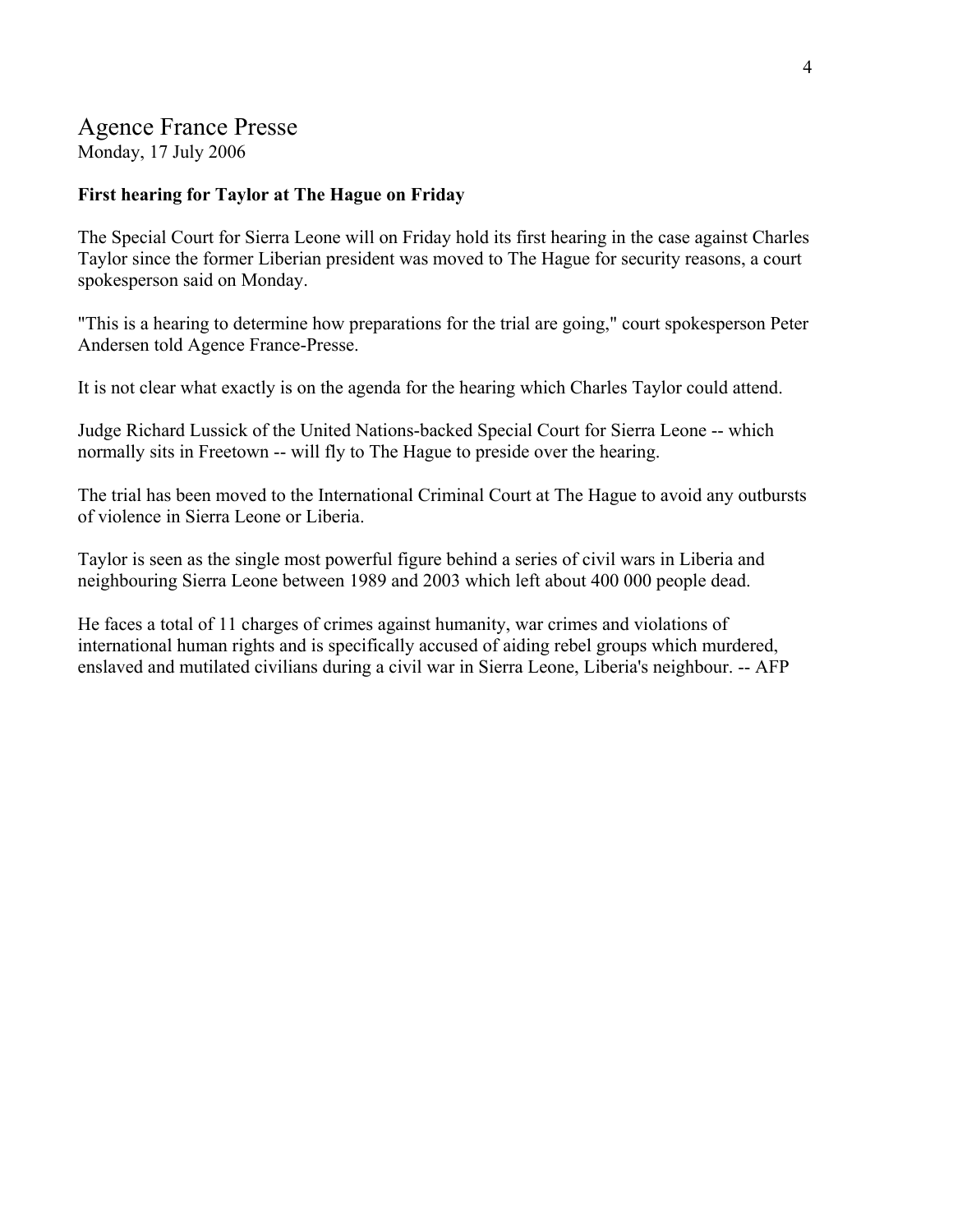# Agence France Presse

Monday, 17 July 2006

**First hearing for Taylor at The Hague on Friday**

The Special Court for Sierra Leone will on Friday hold its first hearing in the case against Charles Taylor since the former Liberian president was moved to The Hague for security reasons, a court spokesperson said on Monday.

"This is a hearing to determine how preparations for the trial are going," court spokesperson Peter Andersen told Agence France-Presse.

It is not clear what exactly is on the agenda for the hearing which Charles Taylor could attend.

Judge Richard Lussick of the United Nations-backed Special Court for Sierra Leone -- which normally sits in Freetown -- will fly to The Hague to preside over the hearing.

The trial has been moved to the International Criminal Court at The Hague to avoid any outbursts of violence in Sierra Leone or Liberia.

Taylor is seen as the single most powerful figure behind a series of civil wars in Liberia and neighbouring Sierra Leone between 1989 and 2003 which left about 400 000 people dead.

He faces a total of 11 charges of crimes against humanity, war crimes and violations of international human rights and is specifically accused of aiding rebel groups which murdered, enslaved and mutilated civilians during a civil war in Sierra Leone, Liberia's neighbour. -- AFP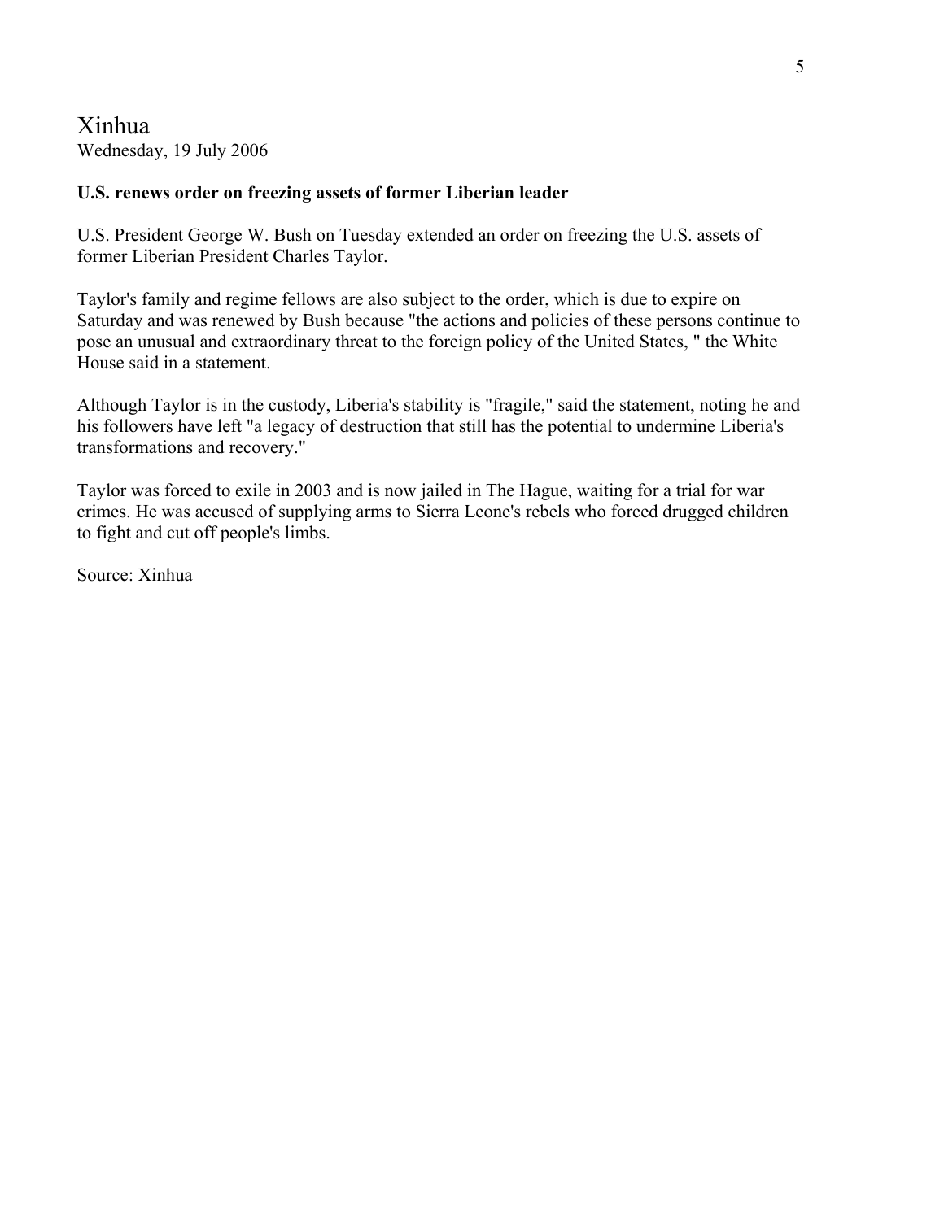Xinhua

Wednesday, 19 July 2006

**U.S. renews order on freezing assets of former Liberian leader**

U.S. President George W. Bush on Tuesday extended an order on freezing the U.S. assets of former Liberian President Charles Taylor.

Taylor's family and regime fellows are also subject to the order, which is due to expire on Saturday and was renewed by Bush because "the actions and policies of these persons continue to pose an unusual and extraordinary threat to the foreign policy of the United States, " the White House said in a statement.

Although Taylor is in the custody, Liberia's stability is "fragile," said the statement, noting he and his followers have left "a legacy of destruction that still has the potential to undermine Liberia's transformations and recovery."

Taylor was forced to exile in 2003 and is now jailed in The Hague, waiting for a trial for war crimes. He was accused of supplying arms to Sierra Leone's rebels who forced drugged children to fight and cut off people's limbs.

Source: Xinhua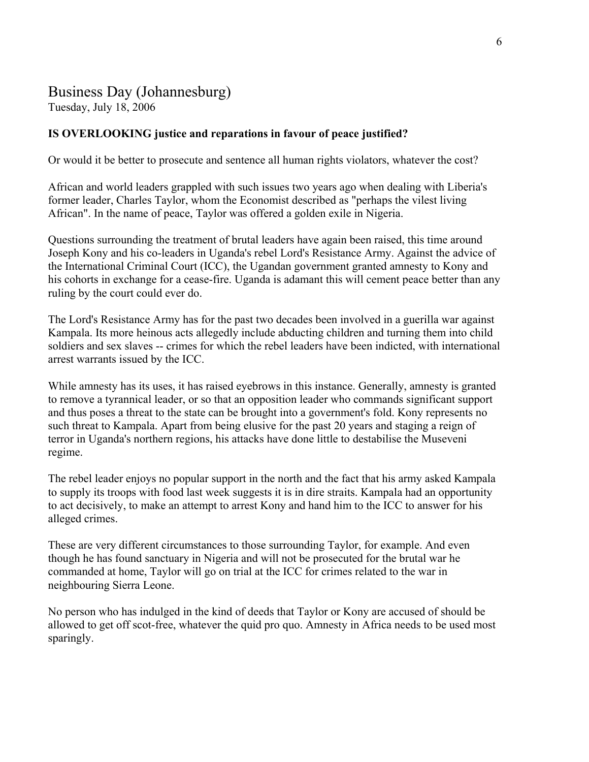# Business Day (Johannesburg)

Tuesday, July 18, 2006

**IS OVERLOOKING justice and reparations in favour of peace justified?**

Or would it be better to prosecute and sentence all human rights violators, whatever the cost?

African and world leaders grappled with such issues two years ago when dealing with Liberia's former leader, Charles Taylor, whom the Economist described as "perhaps the vilest living African". In the name of peace, Taylor was offered a golden exile in Nigeria.

Questions surrounding the treatment of brutal leaders have again been raised, this time around Joseph Kony and his co-leaders in Uganda's rebel Lord's Resistance Army. Against the advice of the International Criminal Court (ICC), the Ugandan government granted amnesty to Kony and his cohorts in exchange for a cease-fire. Uganda is adamant this will cement peace better than any ruling by the court could ever do.

The Lord's Resistance Army has for the past two decades been involved in a guerilla war against Kampala. Its more heinous acts allegedly include abducting children and turning them into child soldiers and sex slaves -- crimes for which the rebel leaders have been indicted, with international arrest warrants issued by the ICC.

While amnesty has its uses, it has raised eyebrows in this instance. Generally, amnesty is granted to remove a tyrannical leader, or so that an opposition leader who commands significant support and thus poses a threat to the state can be brought into a government's fold. Kony represents no such threat to Kampala. Apart from being elusive for the past 20 years and staging a reign of terror in Uganda's northern regions, his attacks have done little to destabilise the Museveni regime.

The rebel leader enjoys no popular support in the north and the fact that his army asked Kampala to supply its troops with food last week suggests it is in dire straits. Kampala had an opportunity to act decisively, to make an attempt to arrest Kony and hand him to the ICC to answer for his alleged crimes.

These are very different circumstances to those surrounding Taylor, for example. And even though he has found sanctuary in Nigeria and will not be prosecuted for the brutal war he commanded at home, Taylor will go on trial at the ICC for crimes related to the war in neighbouring Sierra Leone.

No person who has indulged in the kind of deeds that Taylor or Kony are accused of should be allowed to get off scot-free, whatever the quid pro quo. Amnesty in Africa needs to be used most sparingly.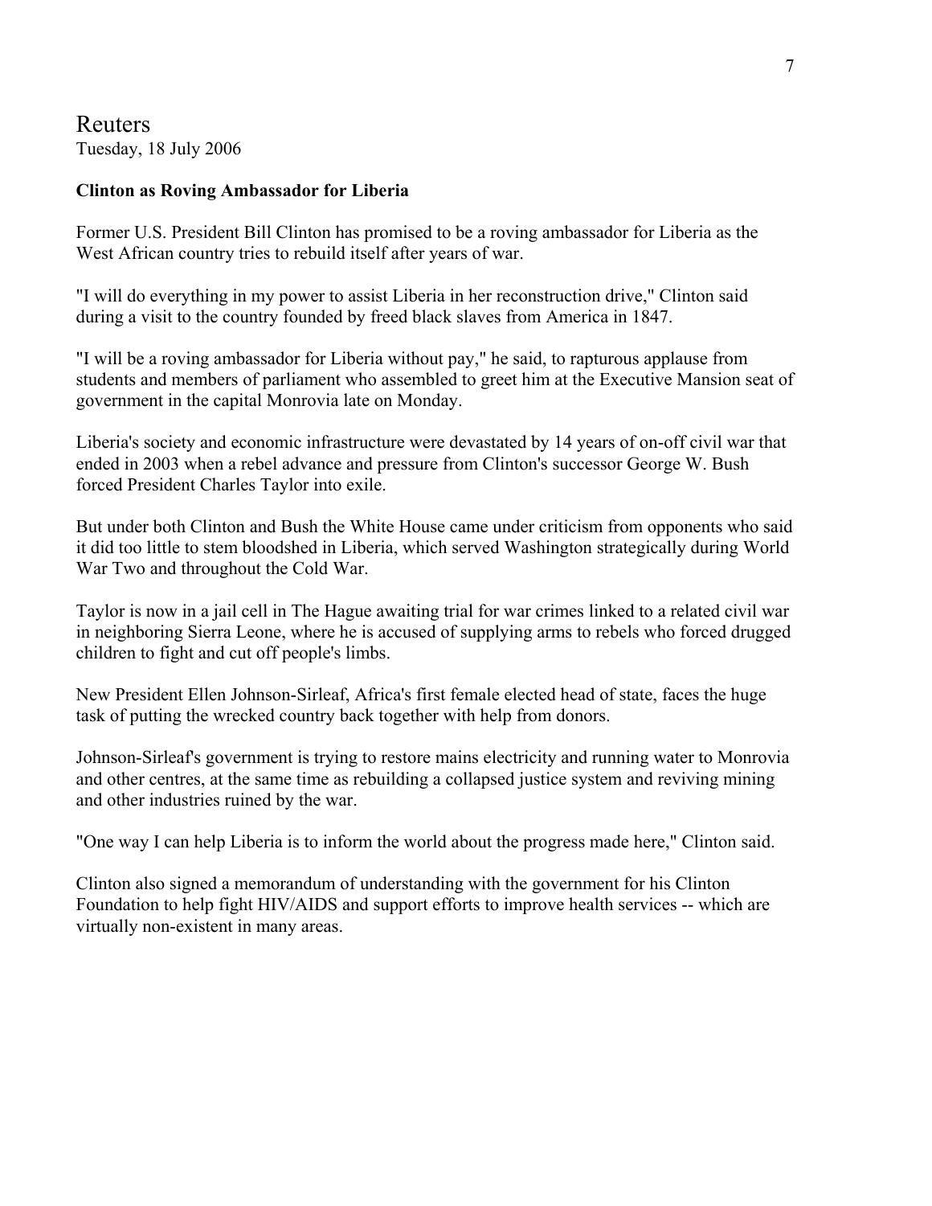Reuters
Tuesday, 18 July 2006

**Clinton as Roving Ambassador for Liberia**

Former U.S. President Bill Clinton has promised to be a roving ambassador for Liberia as the West African country tries to rebuild itself after years of war.

"I will do everything in my power to assist Liberia in her reconstruction drive," Clinton said during a visit to the country founded by freed black slaves from America in 1847.

"I will be a roving ambassador for Liberia without pay," he said, to rapturous applause from students and members of parliament who assembled to greet him at the Executive Mansion seat of government in the capital Monrovia late on Monday.

Liberia's society and economic infrastructure were devastated by 14 years of on-off civil war that ended in 2003 when a rebel advance and pressure from Clinton's successor George W. Bush forced President Charles Taylor into exile.

But under both Clinton and Bush the White House came under criticism from opponents who said it did too little to stem bloodshed in Liberia, which served Washington strategically during World War Two and throughout the Cold War.

Taylor is now in a jail cell in The Hague awaiting trial for war crimes linked to a related civil war in neighboring Sierra Leone, where he is accused of supplying arms to rebels who forced drugged children to fight and cut off people's limbs.

New President Ellen Johnson-Sirleaf, Africa's first female elected head of state, faces the huge task of putting the wrecked country back together with help from donors.

Johnson-Sirleaf's government is trying to restore mains electricity and running water to Monrovia and other centres, at the same time as rebuilding a collapsed justice system and reviving mining and other industries ruined by the war.

"One way I can help Liberia is to inform the world about the progress made here," Clinton said.

Clinton also signed a memorandum of understanding with the government for his Clinton Foundation to help fight HIV/AIDS and support efforts to improve health services -- which are virtually non-existent in many areas.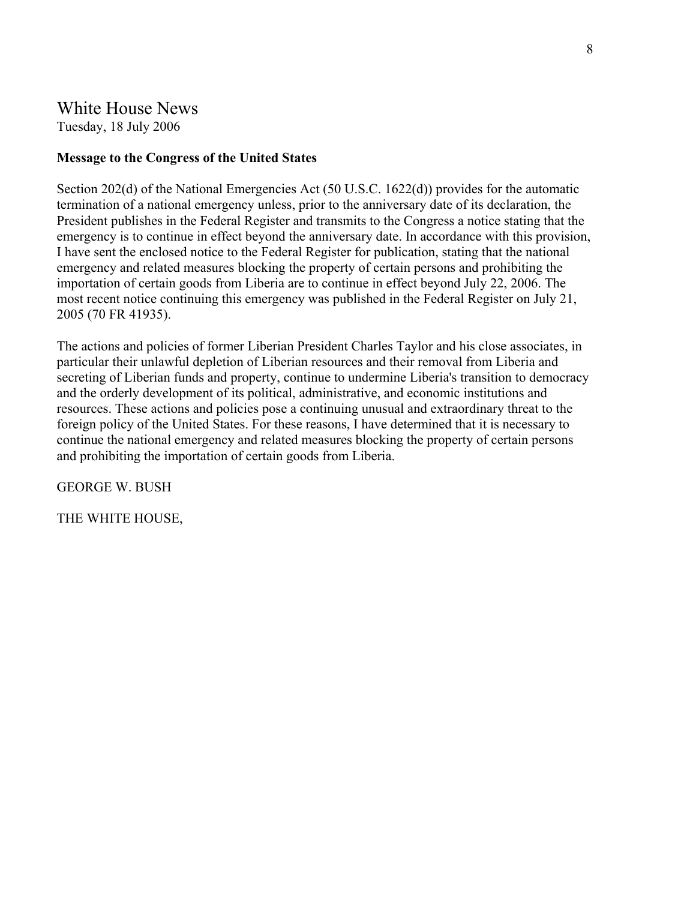# White House News

Tuesday, 18 July 2006

**Message to the Congress of the United States**

Section 202(d) of the National Emergencies Act (50 U.S.C. 1622(d)) provides for the automatic termination of a national emergency unless, prior to the anniversary date of its declaration, the President publishes in the Federal Register and transmits to the Congress a notice stating that the emergency is to continue in effect beyond the anniversary date. In accordance with this provision, I have sent the enclosed notice to the Federal Register for publication, stating that the national emergency and related measures blocking the property of certain persons and prohibiting the importation of certain goods from Liberia are to continue in effect beyond July 22, 2006. The most recent notice continuing this emergency was published in the Federal Register on July 21, 2005 (70 FR 41935).

The actions and policies of former Liberian President Charles Taylor and his close associates, in particular their unlawful depletion of Liberian resources and their removal from Liberia and secreting of Liberian funds and property, continue to undermine Liberia's transition to democracy and the orderly development of its political, administrative, and economic institutions and resources. These actions and policies pose a continuing unusual and extraordinary threat to the foreign policy of the United States. For these reasons, I have determined that it is necessary to continue the national emergency and related measures blocking the property of certain persons and prohibiting the importation of certain goods from Liberia.

GEORGE W. BUSH

THE WHITE HOUSE,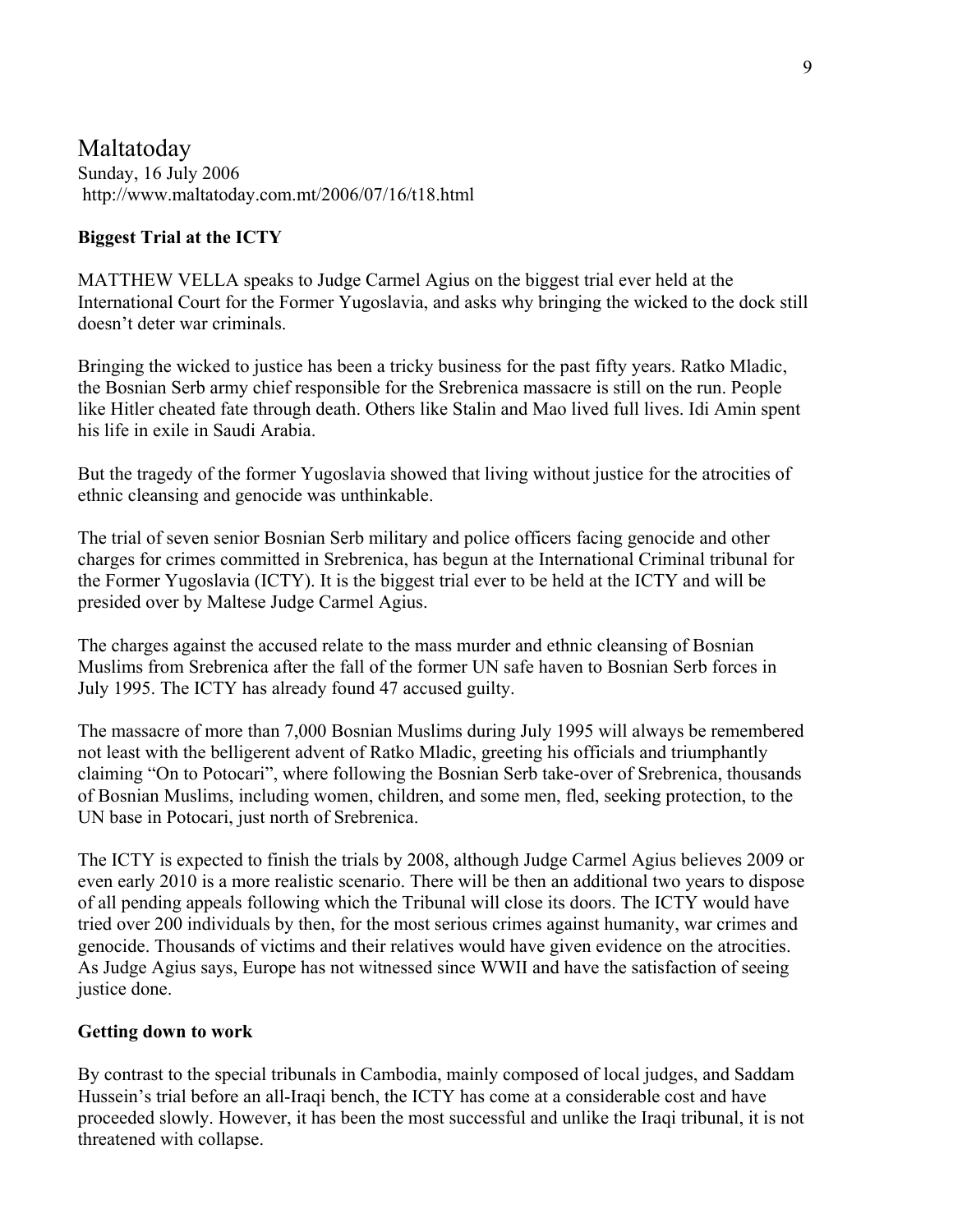# Maltatoday

Sunday, 16 July 2006
http://www.maltatoday.com.mt/2006/07/16/t18.html

**Biggest Trial at the ICTY**

MATTHEW VELLA speaks to Judge Carmel Agius on the biggest trial ever held at the International Court for the Former Yugoslavia, and asks why bringing the wicked to the dock still doesn't deter war criminals.

Bringing the wicked to justice has been a tricky business for the past fifty years. Ratko Mladic, the Bosnian Serb army chief responsible for the Srebrenica massacre is still on the run. People like Hitler cheated fate through death. Others like Stalin and Mao lived full lives. Idi Amin spent his life in exile in Saudi Arabia.

But the tragedy of the former Yugoslavia showed that living without justice for the atrocities of ethnic cleansing and genocide was unthinkable.

The trial of seven senior Bosnian Serb military and police officers facing genocide and other charges for crimes committed in Srebrenica, has begun at the International Criminal tribunal for the Former Yugoslavia (ICTY). It is the biggest trial ever to be held at the ICTY and will be presided over by Maltese Judge Carmel Agius.

The charges against the accused relate to the mass murder and ethnic cleansing of Bosnian Muslims from Srebrenica after the fall of the former UN safe haven to Bosnian Serb forces in July 1995. The ICTY has already found 47 accused guilty.

The massacre of more than 7,000 Bosnian Muslims during July 1995 will always be remembered not least with the belligerent advent of Ratko Mladic, greeting his officials and triumphantly claiming "On to Potocari", where following the Bosnian Serb take-over of Srebrenica, thousands of Bosnian Muslims, including women, children, and some men, fled, seeking protection, to the UN base in Potocari, just north of Srebrenica.

The ICTY is expected to finish the trials by 2008, although Judge Carmel Agius believes 2009 or even early 2010 is a more realistic scenario. There will be then an additional two years to dispose of all pending appeals following which the Tribunal will close its doors. The ICTY would have tried over 200 individuals by then, for the most serious crimes against humanity, war crimes and genocide. Thousands of victims and their relatives would have given evidence on the atrocities. As Judge Agius says, Europe has not witnessed since WWII and have the satisfaction of seeing justice done.

**Getting down to work**

By contrast to the special tribunals in Cambodia, mainly composed of local judges, and Saddam Hussein's trial before an all-Iraqi bench, the ICTY has come at a considerable cost and have proceeded slowly. However, it has been the most successful and unlike the Iraqi tribunal, it is not threatened with collapse.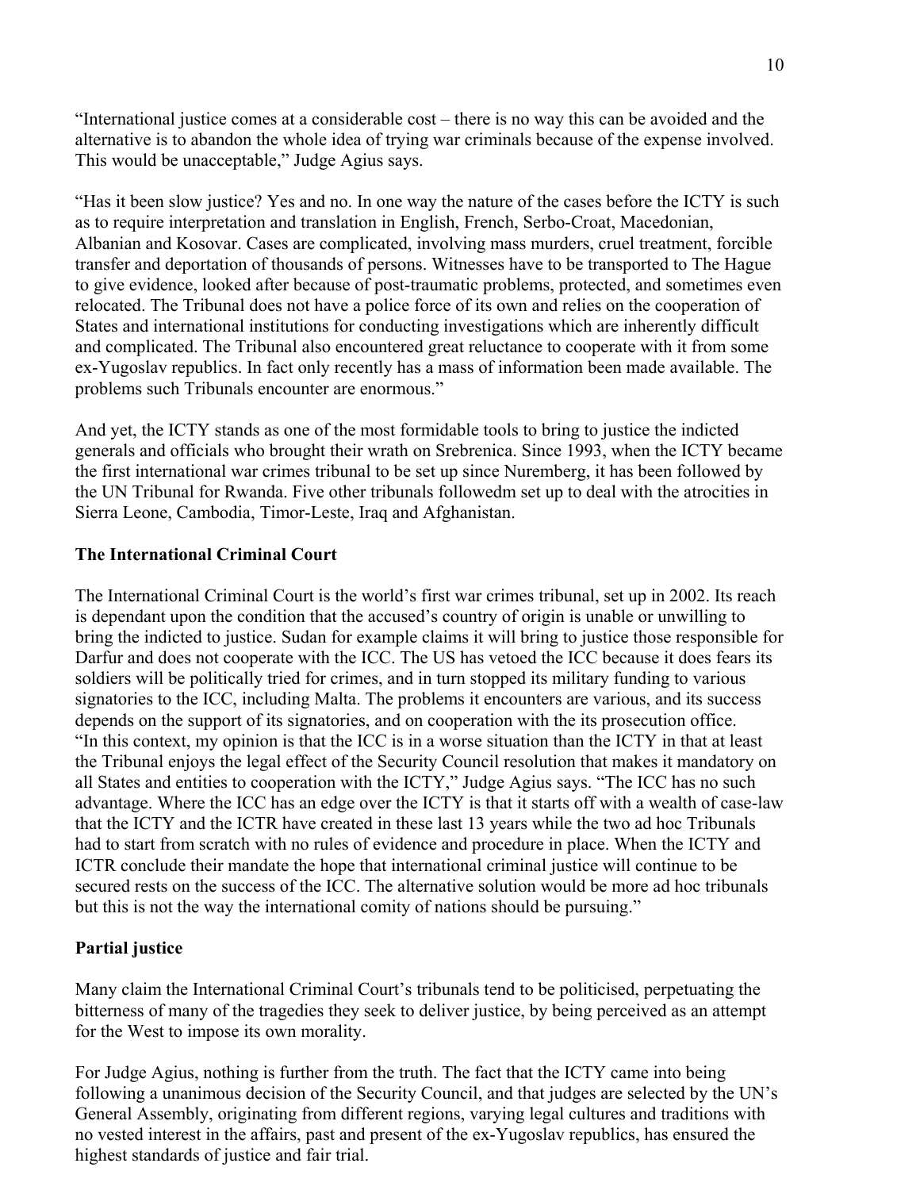"International justice comes at a considerable cost – there is no way this can be avoided and the alternative is to abandon the whole idea of trying war criminals because of the expense involved. This would be unacceptable," Judge Agius says.

"Has it been slow justice? Yes and no. In one way the nature of the cases before the ICTY is such as to require interpretation and translation in English, French, Serbo-Croat, Macedonian, Albanian and Kosovar. Cases are complicated, involving mass murders, cruel treatment, forcible transfer and deportation of thousands of persons. Witnesses have to be transported to The Hague to give evidence, looked after because of post-traumatic problems, protected, and sometimes even relocated. The Tribunal does not have a police force of its own and relies on the cooperation of States and international institutions for conducting investigations which are inherently difficult and complicated. The Tribunal also encountered great reluctance to cooperate with it from some ex-Yugoslav republics. In fact only recently has a mass of information been made available. The problems such Tribunals encounter are enormous."

And yet, the ICTY stands as one of the most formidable tools to bring to justice the indicted generals and officials who brought their wrath on Srebrenica. Since 1993, when the ICTY became the first international war crimes tribunal to be set up since Nuremberg, it has been followed by the UN Tribunal for Rwanda. Five other tribunals followedm set up to deal with the atrocities in Sierra Leone, Cambodia, Timor-Leste, Iraq and Afghanistan.

**The International Criminal Court**

The International Criminal Court is the world's first war crimes tribunal, set up in 2002. Its reach is dependant upon the condition that the accused's country of origin is unable or unwilling to bring the indicted to justice. Sudan for example claims it will bring to justice those responsible for Darfur and does not cooperate with the ICC. The US has vetoed the ICC because it does fears its soldiers will be politically tried for crimes, and in turn stopped its military funding to various signatories to the ICC, including Malta. The problems it encounters are various, and its success depends on the support of its signatories, and on cooperation with the its prosecution office. "In this context, my opinion is that the ICC is in a worse situation than the ICTY in that at least the Tribunal enjoys the legal effect of the Security Council resolution that makes it mandatory on all States and entities to cooperation with the ICTY," Judge Agius says. "The ICC has no such advantage. Where the ICC has an edge over the ICTY is that it starts off with a wealth of case-law that the ICTY and the ICTR have created in these last 13 years while the two ad hoc Tribunals had to start from scratch with no rules of evidence and procedure in place. When the ICTY and ICTR conclude their mandate the hope that international criminal justice will continue to be secured rests on the success of the ICC. The alternative solution would be more ad hoc tribunals but this is not the way the international comity of nations should be pursuing."

**Partial justice**

Many claim the International Criminal Court's tribunals tend to be politicised, perpetuating the bitterness of many of the tragedies they seek to deliver justice, by being perceived as an attempt for the West to impose its own morality.

For Judge Agius, nothing is further from the truth. The fact that the ICTY came into being following a unanimous decision of the Security Council, and that judges are selected by the UN's General Assembly, originating from different regions, varying legal cultures and traditions with no vested interest in the affairs, past and present of the ex-Yugoslav republics, has ensured the highest standards of justice and fair trial.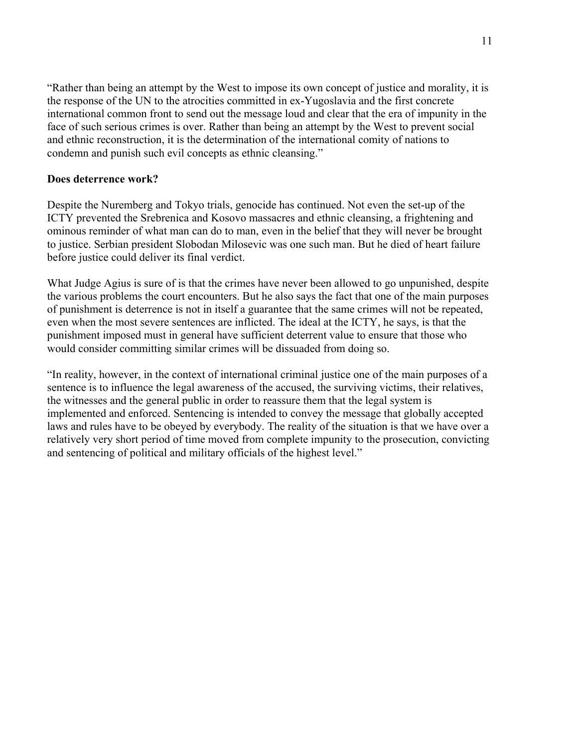"Rather than being an attempt by the West to impose its own concept of justice and morality, it is the response of the UN to the atrocities committed in ex-Yugoslavia and the first concrete international common front to send out the message loud and clear that the era of impunity in the face of such serious crimes is over. Rather than being an attempt by the West to prevent social and ethnic reconstruction, it is the determination of the international comity of nations to condemn and punish such evil concepts as ethnic cleansing."

**Does deterrence work?**

Despite the Nuremberg and Tokyo trials, genocide has continued. Not even the set-up of the ICTY prevented the Srebrenica and Kosovo massacres and ethnic cleansing, a frightening and ominous reminder of what man can do to man, even in the belief that they will never be brought to justice. Serbian president Slobodan Milosevic was one such man. But he died of heart failure before justice could deliver its final verdict.

What Judge Agius is sure of is that the crimes have never been allowed to go unpunished, despite the various problems the court encounters. But he also says the fact that one of the main purposes of punishment is deterrence is not in itself a guarantee that the same crimes will not be repeated, even when the most severe sentences are inflicted. The ideal at the ICTY, he says, is that the punishment imposed must in general have sufficient deterrent value to ensure that those who would consider committing similar crimes will be dissuaded from doing so.

"In reality, however, in the context of international criminal justice one of the main purposes of a sentence is to influence the legal awareness of the accused, the surviving victims, their relatives, the witnesses and the general public in order to reassure them that the legal system is implemented and enforced. Sentencing is intended to convey the message that globally accepted laws and rules have to be obeyed by everybody. The reality of the situation is that we have over a relatively very short period of time moved from complete impunity to the prosecution, convicting and sentencing of political and military officials of the highest level."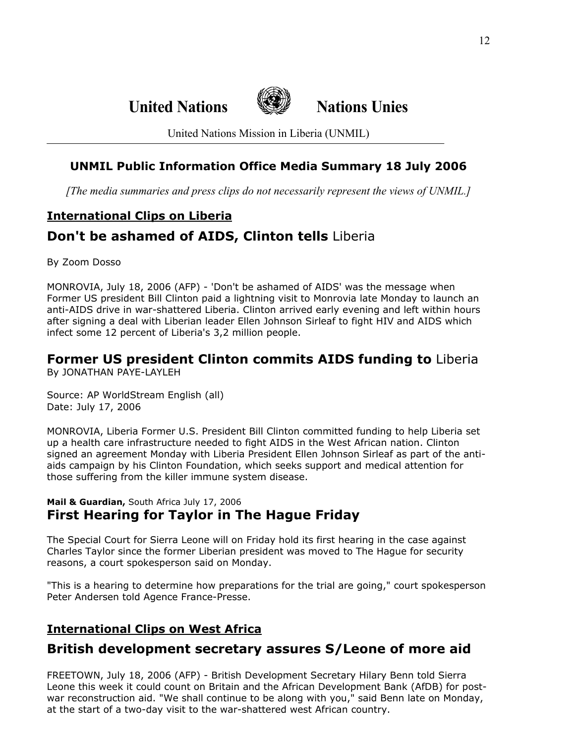# United Nations Nations Unies

United Nations Mission in Liberia (UNMIL)

## UNMIL Public Information Office Media Summary 18 July 2006

*[The media summaries and press clips do not necessarily represent the views of UNMIL.]*

### International Clips on Liberia

## Don't be ashamed of AIDS, Clinton tells Liberia

By Zoom Dosso

MONROVIA, July 18, 2006 (AFP) - 'Don't be ashamed of AIDS' was the message when Former US president Bill Clinton paid a lightning visit to Monrovia late Monday to launch an anti-AIDS drive in war-shattered Liberia. Clinton arrived early evening and left within hours after signing a deal with Liberian leader Ellen Johnson Sirleaf to fight HIV and AIDS which infect some 12 percent of Liberia's 3,2 million people.

## Former US president Clinton commits AIDS funding to Liberia

By JONATHAN PAYE-LAYLEH

Source: AP WorldStream English (all)
Date: July 17, 2006

MONROVIA, Liberia Former U.S. President Bill Clinton committed funding to help Liberia set up a health care infrastructure needed to fight AIDS in the West African nation. Clinton signed an agreement Monday with Liberia President Ellen Johnson Sirleaf as part of the anti-aids campaign by his Clinton Foundation, which seeks support and medical attention for those suffering from the killer immune system disease.

**Mail & Guardian,** South Africa July 17, 2006

## First Hearing for Taylor in The Hague Friday

The Special Court for Sierra Leone will on Friday hold its first hearing in the case against Charles Taylor since the former Liberian president was moved to The Hague for security reasons, a court spokesperson said on Monday.

"This is a hearing to determine how preparations for the trial are going," court spokesperson Peter Andersen told Agence France-Presse.

### International Clips on West Africa

## British development secretary assures S/Leone of more aid

FREETOWN, July 18, 2006 (AFP) - British Development Secretary Hilary Benn told Sierra Leone this week it could count on Britain and the African Development Bank (AfDB) for post-war reconstruction aid. "We shall continue to be along with you," said Benn late on Monday, at the start of a two-day visit to the war-shattered west African country.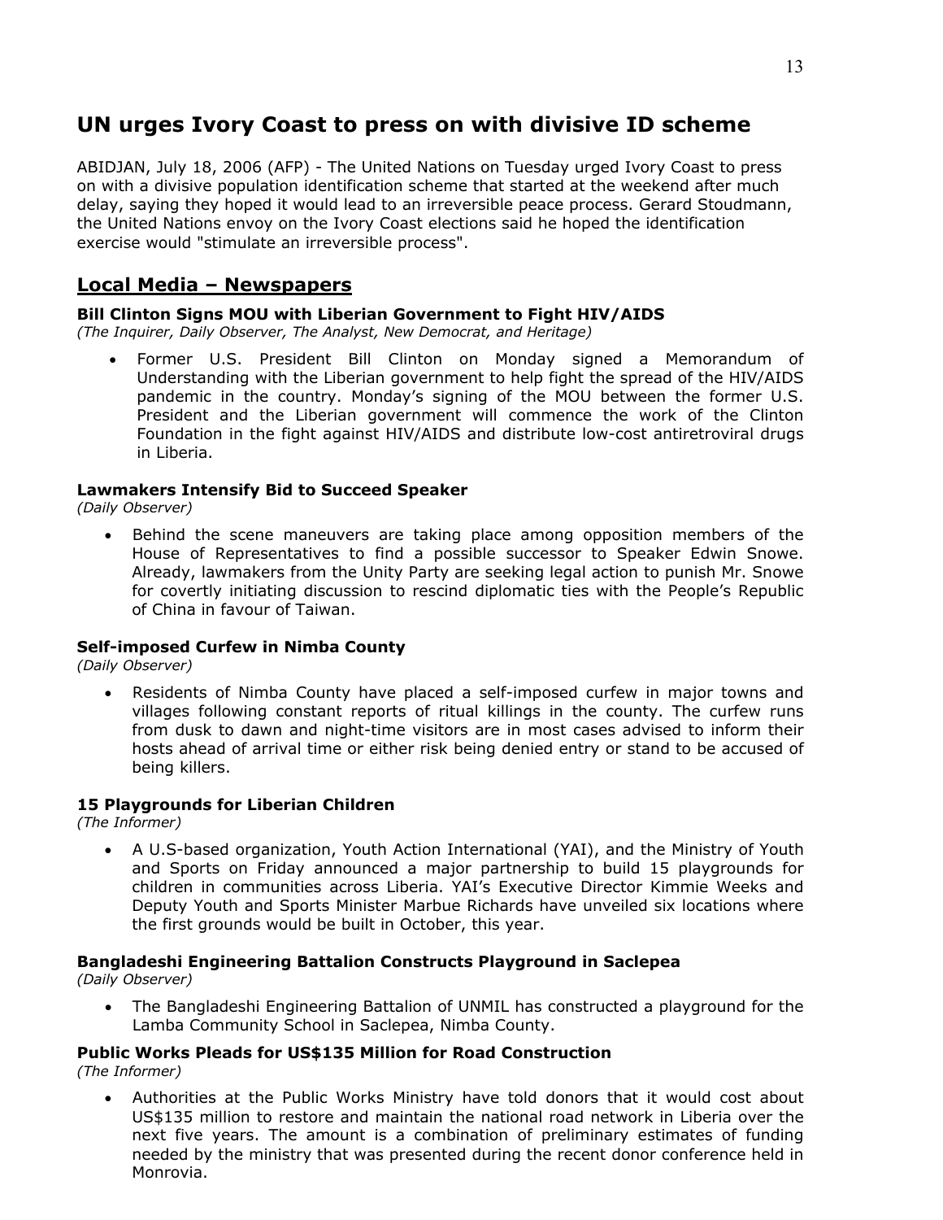## UN urges Ivory Coast to press on with divisive ID scheme

ABIDJAN, July 18, 2006 (AFP) - The United Nations on Tuesday urged Ivory Coast to press on with a divisive population identification scheme that started at the weekend after much delay, saying they hoped it would lead to an irreversible peace process. Gerard Stoudmann, the United Nations envoy on the Ivory Coast elections said he hoped the identification exercise would "stimulate an irreversible process".

## Local Media – Newspapers

### Bill Clinton Signs MOU with Liberian Government to Fight HIV/AIDS

*(The Inquirer, Daily Observer, The Analyst, New Democrat, and Heritage)*

- Former U.S. President Bill Clinton on Monday signed a Memorandum of Understanding with the Liberian government to help fight the spread of the HIV/AIDS pandemic in the country. Monday's signing of the MOU between the former U.S. President and the Liberian government will commence the work of the Clinton Foundation in the fight against HIV/AIDS and distribute low-cost antiretroviral drugs in Liberia.

### Lawmakers Intensify Bid to Succeed Speaker

*(Daily Observer)*

- Behind the scene maneuvers are taking place among opposition members of the House of Representatives to find a possible successor to Speaker Edwin Snowe. Already, lawmakers from the Unity Party are seeking legal action to punish Mr. Snowe for covertly initiating discussion to rescind diplomatic ties with the People's Republic of China in favour of Taiwan.

### Self-imposed Curfew in Nimba County

*(Daily Observer)*

- Residents of Nimba County have placed a self-imposed curfew in major towns and villages following constant reports of ritual killings in the county. The curfew runs from dusk to dawn and night-time visitors are in most cases advised to inform their hosts ahead of arrival time or either risk being denied entry or stand to be accused of being killers.

### 15 Playgrounds for Liberian Children

*(The Informer)*

- A U.S-based organization, Youth Action International (YAI), and the Ministry of Youth and Sports on Friday announced a major partnership to build 15 playgrounds for children in communities across Liberia. YAI's Executive Director Kimmie Weeks and Deputy Youth and Sports Minister Marbue Richards have unveiled six locations where the first grounds would be built in October, this year.

### Bangladeshi Engineering Battalion Constructs Playground in Saclepea

*(Daily Observer)*

- The Bangladeshi Engineering Battalion of UNMIL has constructed a playground for the Lamba Community School in Saclepea, Nimba County.

### Public Works Pleads for US$135 Million for Road Construction

*(The Informer)*

- Authorities at the Public Works Ministry have told donors that it would cost about US$135 million to restore and maintain the national road network in Liberia over the next five years. The amount is a combination of preliminary estimates of funding needed by the ministry that was presented during the recent donor conference held in Monrovia.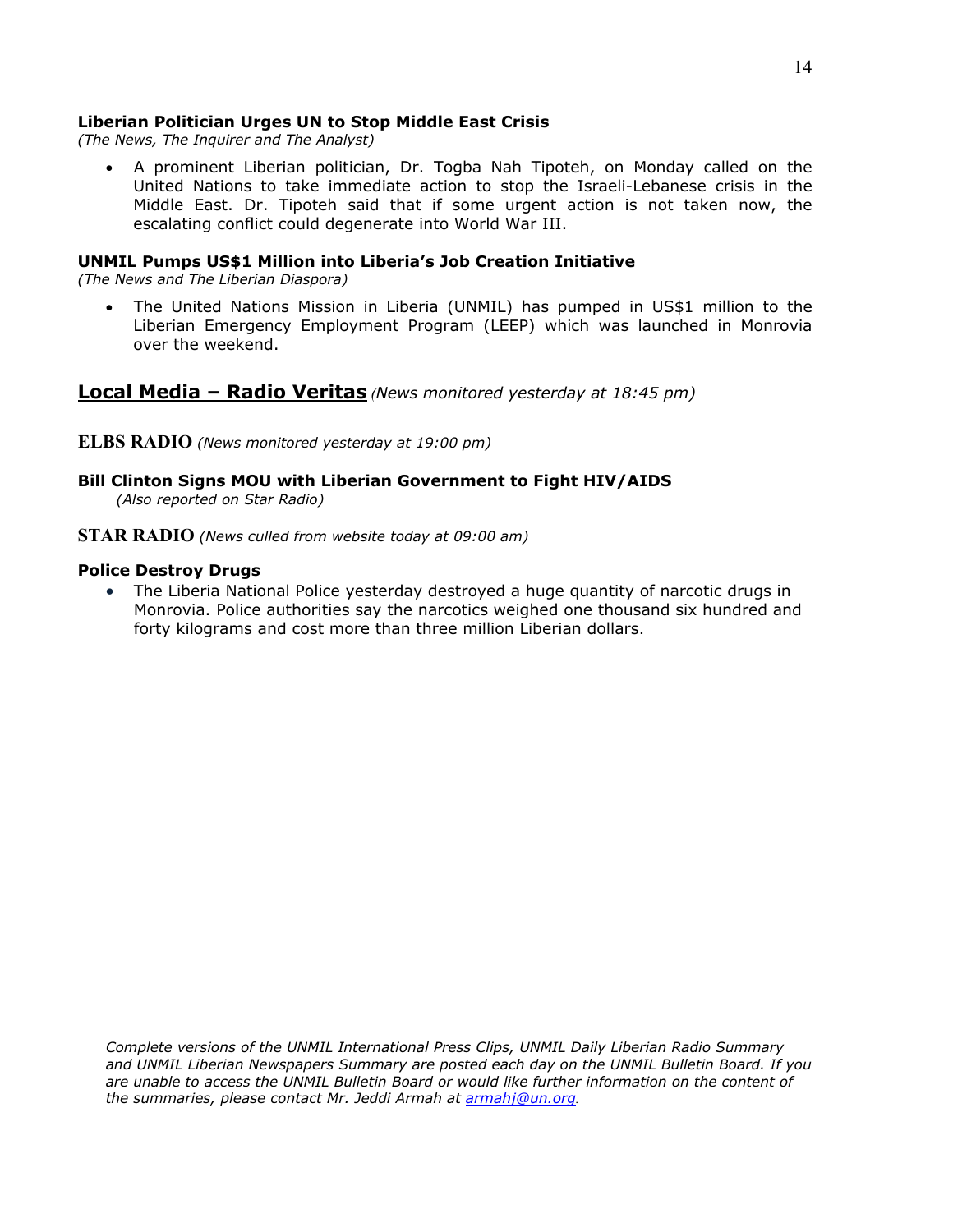**Liberian Politician Urges UN to Stop Middle East Crisis**
*(The News, The Inquirer and The Analyst)*

- A prominent Liberian politician, Dr. Togba Nah Tipoteh, on Monday called on the United Nations to take immediate action to stop the Israeli-Lebanese crisis in the Middle East. Dr. Tipoteh said that if some urgent action is not taken now, the escalating conflict could degenerate into World War III.

**UNMIL Pumps US$1 Million into Liberia's Job Creation Initiative**
*(The News and The Liberian Diaspora)*

- The United Nations Mission in Liberia (UNMIL) has pumped in US$1 million to the Liberian Emergency Employment Program (LEEP) which was launched in Monrovia over the weekend.

## Local Media – Radio Veritas *(News monitored yesterday at 18:45 pm)*

### ELBS RADIO *(News monitored yesterday at 19:00 pm)*

**Bill Clinton Signs MOU with Liberian Government to Fight HIV/AIDS**
*(Also reported on Star Radio)*

### STAR RADIO *(News culled from website today at 09:00 am)*

**Police Destroy Drugs**

- The Liberia National Police yesterday destroyed a huge quantity of narcotic drugs in Monrovia. Police authorities say the narcotics weighed one thousand six hundred and forty kilograms and cost more than three million Liberian dollars.

*Complete versions of the UNMIL International Press Clips, UNMIL Daily Liberian Radio Summary and UNMIL Liberian Newspapers Summary are posted each day on the UNMIL Bulletin Board. If you are unable to access the UNMIL Bulletin Board or would like further information on the content of the summaries, please contact Mr. Jeddi Armah at armahj@un.org.*